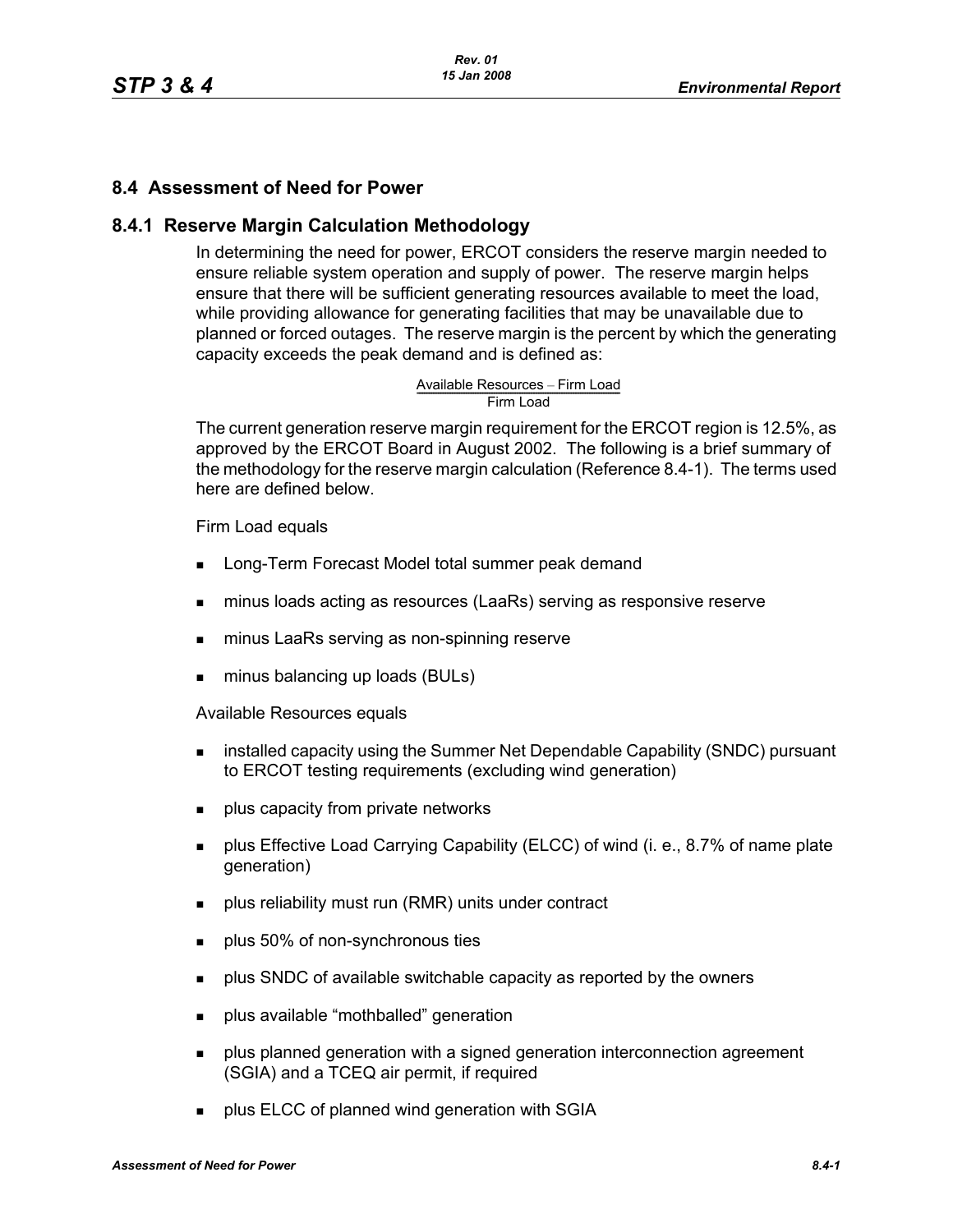## 8.4 Assessment of Need for Power

### 8.4.1 Reserve Margin Calculation Methodology

In determining the need for power, ERCOT considers the reserve margin needed to ensure reliable system operation and supply of power. The reserve margin helps ensure that there will be sufficient generating resources available to meet the load, while providing allowance for generating facilities that may be unavailable due to planned or forced outages. The reserve margin is the percent by which the generating capacity exceeds the peak demand and is defined as:

$$\frac{\text{Available Resources} - \text{Firm Load}}{\text{Firm Load}}$$

The current generation reserve margin requirement for the ERCOT region is 12.5%, as approved by the ERCOT Board in August 2002. The following is a brief summary of the methodology for the reserve margin calculation (Reference 8.4-1). The terms used here are defined below.

Firm Load equals

- Long-Term Forecast Model total summer peak demand
- minus loads acting as resources (LaaRs) serving as responsive reserve
- minus LaaRs serving as non-spinning reserve
- minus balancing up loads (BULs)

Available Resources equals

- installed capacity using the Summer Net Dependable Capability (SNDC) pursuant to ERCOT testing requirements (excluding wind generation)
- plus capacity from private networks
- plus Effective Load Carrying Capability (ELCC) of wind (i. e., 8.7% of name plate generation)
- plus reliability must run (RMR) units under contract
- plus 50% of non-synchronous ties
- plus SNDC of available switchable capacity as reported by the owners
- plus available "mothballed" generation
- plus planned generation with a signed generation interconnection agreement (SGIA) and a TCEQ air permit, if required
- plus ELCC of planned wind generation with SGIA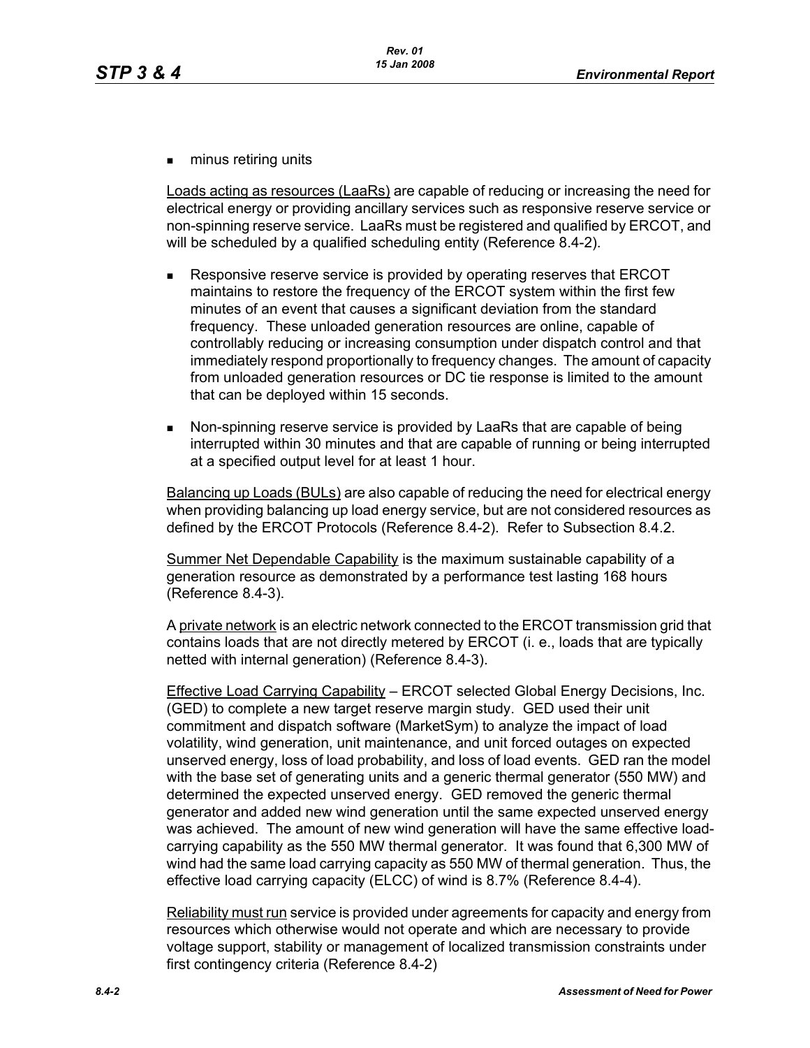- minus retiring units

Loads acting as resources (LaaRs) are capable of reducing or increasing the need for electrical energy or providing ancillary services such as responsive reserve service or non-spinning reserve service. LaaRs must be registered and qualified by ERCOT, and will be scheduled by a qualified scheduling entity (Reference 8.4-2).

- Responsive reserve service is provided by operating reserves that ERCOT maintains to restore the frequency of the ERCOT system within the first few minutes of an event that causes a significant deviation from the standard frequency. These unloaded generation resources are online, capable of controllably reducing or increasing consumption under dispatch control and that immediately respond proportionally to frequency changes. The amount of capacity from unloaded generation resources or DC tie response is limited to the amount that can be deployed within 15 seconds.

- Non-spinning reserve service is provided by LaaRs that are capable of being interrupted within 30 minutes and that are capable of running or being interrupted at a specified output level for at least 1 hour.

Balancing up Loads (BULs) are also capable of reducing the need for electrical energy when providing balancing up load energy service, but are not considered resources as defined by the ERCOT Protocols (Reference 8.4-2). Refer to Subsection 8.4.2.

Summer Net Dependable Capability is the maximum sustainable capability of a generation resource as demonstrated by a performance test lasting 168 hours (Reference 8.4-3).

A private network is an electric network connected to the ERCOT transmission grid that contains loads that are not directly metered by ERCOT (i. e., loads that are typically netted with internal generation) (Reference 8.4-3).

Effective Load Carrying Capability – ERCOT selected Global Energy Decisions, Inc. (GED) to complete a new target reserve margin study. GED used their unit commitment and dispatch software (MarketSym) to analyze the impact of load volatility, wind generation, unit maintenance, and unit forced outages on expected unserved energy, loss of load probability, and loss of load events. GED ran the model with the base set of generating units and a generic thermal generator (550 MW) and determined the expected unserved energy. GED removed the generic thermal generator and added new wind generation until the same expected unserved energy was achieved. The amount of new wind generation will have the same effective load-carrying capability as the 550 MW thermal generator. It was found that 6,300 MW of wind had the same load carrying capacity as 550 MW of thermal generation. Thus, the effective load carrying capacity (ELCC) of wind is 8.7% (Reference 8.4-4).

Reliability must run service is provided under agreements for capacity and energy from resources which otherwise would not operate and which are necessary to provide voltage support, stability or management of localized transmission constraints under first contingency criteria (Reference 8.4-2)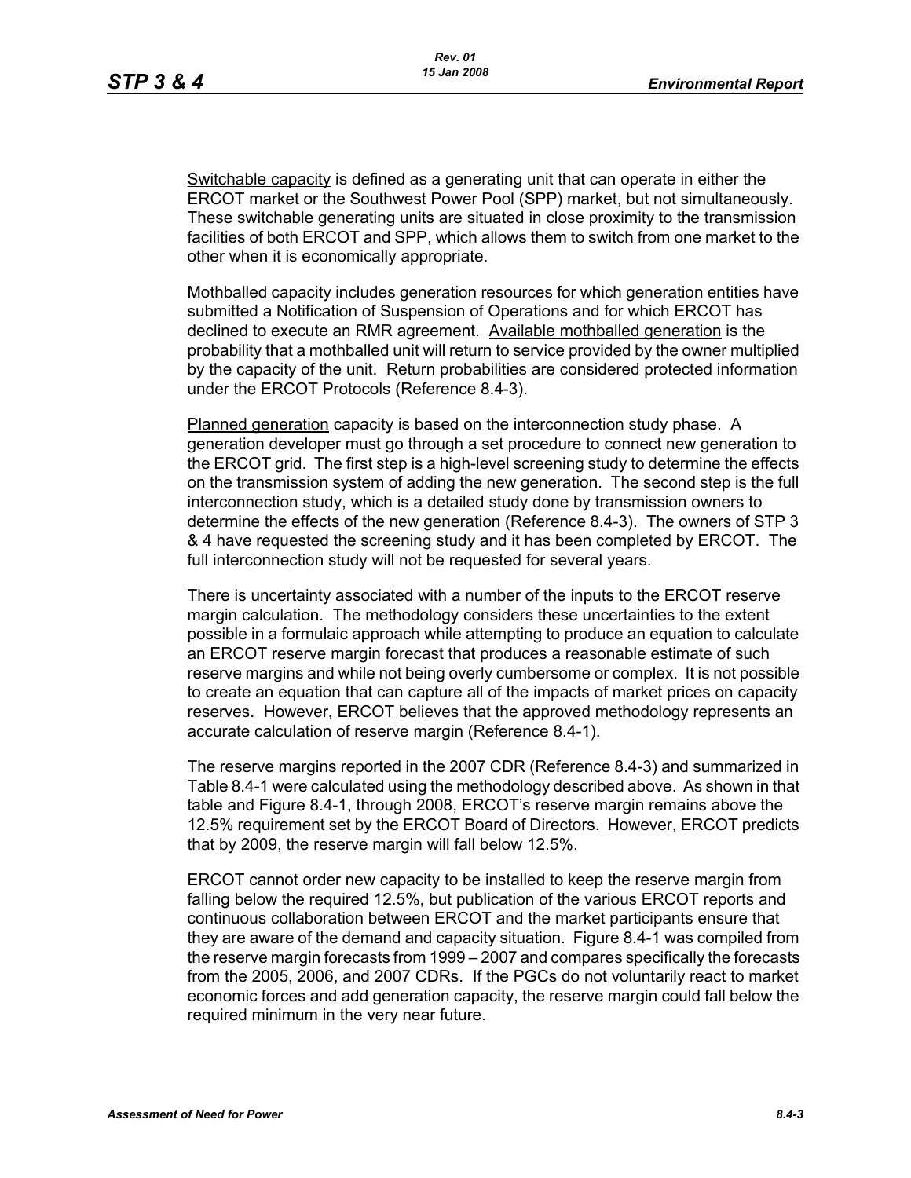Switchable capacity is defined as a generating unit that can operate in either the ERCOT market or the Southwest Power Pool (SPP) market, but not simultaneously. These switchable generating units are situated in close proximity to the transmission facilities of both ERCOT and SPP, which allows them to switch from one market to the other when it is economically appropriate.

Mothballed capacity includes generation resources for which generation entities have submitted a Notification of Suspension of Operations and for which ERCOT has declined to execute an RMR agreement. Available mothballed generation is the probability that a mothballed unit will return to service provided by the owner multiplied by the capacity of the unit. Return probabilities are considered protected information under the ERCOT Protocols (Reference 8.4-3).

Planned generation capacity is based on the interconnection study phase. A generation developer must go through a set procedure to connect new generation to the ERCOT grid. The first step is a high-level screening study to determine the effects on the transmission system of adding the new generation. The second step is the full interconnection study, which is a detailed study done by transmission owners to determine the effects of the new generation (Reference 8.4-3). The owners of STP 3 & 4 have requested the screening study and it has been completed by ERCOT. The full interconnection study will not be requested for several years.

There is uncertainty associated with a number of the inputs to the ERCOT reserve margin calculation. The methodology considers these uncertainties to the extent possible in a formulaic approach while attempting to produce an equation to calculate an ERCOT reserve margin forecast that produces a reasonable estimate of such reserve margins and while not being overly cumbersome or complex. It is not possible to create an equation that can capture all of the impacts of market prices on capacity reserves. However, ERCOT believes that the approved methodology represents an accurate calculation of reserve margin (Reference 8.4-1).

The reserve margins reported in the 2007 CDR (Reference 8.4-3) and summarized in Table 8.4-1 were calculated using the methodology described above. As shown in that table and Figure 8.4-1, through 2008, ERCOT's reserve margin remains above the 12.5% requirement set by the ERCOT Board of Directors. However, ERCOT predicts that by 2009, the reserve margin will fall below 12.5%.

ERCOT cannot order new capacity to be installed to keep the reserve margin from falling below the required 12.5%, but publication of the various ERCOT reports and continuous collaboration between ERCOT and the market participants ensure that they are aware of the demand and capacity situation. Figure 8.4-1 was compiled from the reserve margin forecasts from 1999 – 2007 and compares specifically the forecasts from the 2005, 2006, and 2007 CDRs. If the PGCs do not voluntarily react to market economic forces and add generation capacity, the reserve margin could fall below the required minimum in the very near future.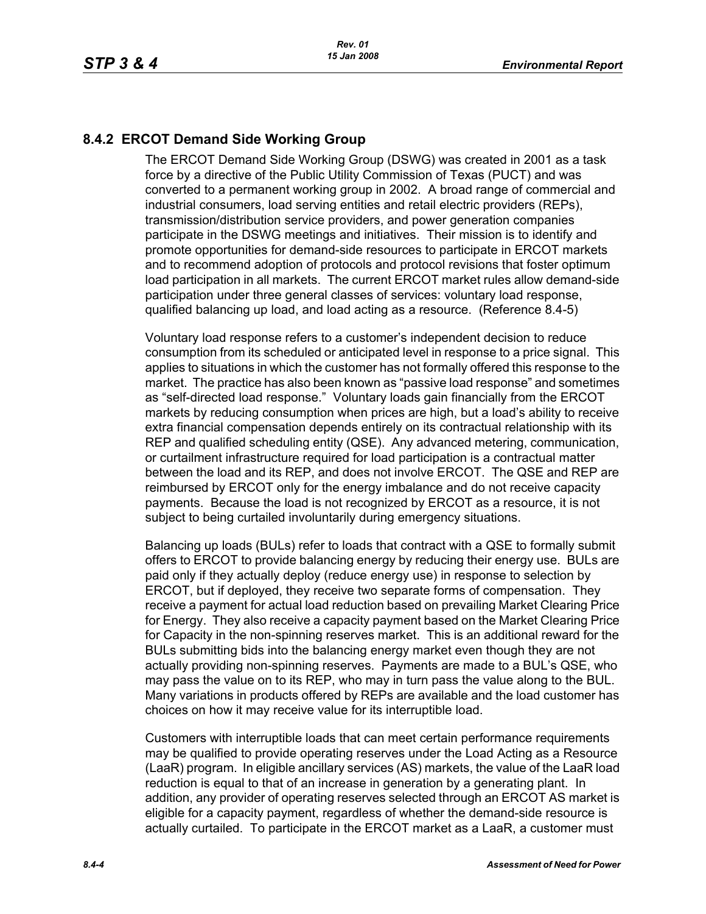## 8.4.2 ERCOT Demand Side Working Group

The ERCOT Demand Side Working Group (DSWG) was created in 2001 as a task force by a directive of the Public Utility Commission of Texas (PUCT) and was converted to a permanent working group in 2002. A broad range of commercial and industrial consumers, load serving entities and retail electric providers (REPs), transmission/distribution service providers, and power generation companies participate in the DSWG meetings and initiatives. Their mission is to identify and promote opportunities for demand-side resources to participate in ERCOT markets and to recommend adoption of protocols and protocol revisions that foster optimum load participation in all markets. The current ERCOT market rules allow demand-side participation under three general classes of services: voluntary load response, qualified balancing up load, and load acting as a resource. (Reference 8.4-5)

Voluntary load response refers to a customer's independent decision to reduce consumption from its scheduled or anticipated level in response to a price signal. This applies to situations in which the customer has not formally offered this response to the market. The practice has also been known as "passive load response" and sometimes as "self-directed load response." Voluntary loads gain financially from the ERCOT markets by reducing consumption when prices are high, but a load's ability to receive extra financial compensation depends entirely on its contractual relationship with its REP and qualified scheduling entity (QSE). Any advanced metering, communication, or curtailment infrastructure required for load participation is a contractual matter between the load and its REP, and does not involve ERCOT. The QSE and REP are reimbursed by ERCOT only for the energy imbalance and do not receive capacity payments. Because the load is not recognized by ERCOT as a resource, it is not subject to being curtailed involuntarily during emergency situations.

Balancing up loads (BULs) refer to loads that contract with a QSE to formally submit offers to ERCOT to provide balancing energy by reducing their energy use. BULs are paid only if they actually deploy (reduce energy use) in response to selection by ERCOT, but if deployed, they receive two separate forms of compensation. They receive a payment for actual load reduction based on prevailing Market Clearing Price for Energy. They also receive a capacity payment based on the Market Clearing Price for Capacity in the non-spinning reserves market. This is an additional reward for the BULs submitting bids into the balancing energy market even though they are not actually providing non-spinning reserves. Payments are made to a BUL's QSE, who may pass the value on to its REP, who may in turn pass the value along to the BUL. Many variations in products offered by REPs are available and the load customer has choices on how it may receive value for its interruptible load.

Customers with interruptible loads that can meet certain performance requirements may be qualified to provide operating reserves under the Load Acting as a Resource (LaaR) program. In eligible ancillary services (AS) markets, the value of the LaaR load reduction is equal to that of an increase in generation by a generating plant. In addition, any provider of operating reserves selected through an ERCOT AS market is eligible for a capacity payment, regardless of whether the demand-side resource is actually curtailed. To participate in the ERCOT market as a LaaR, a customer must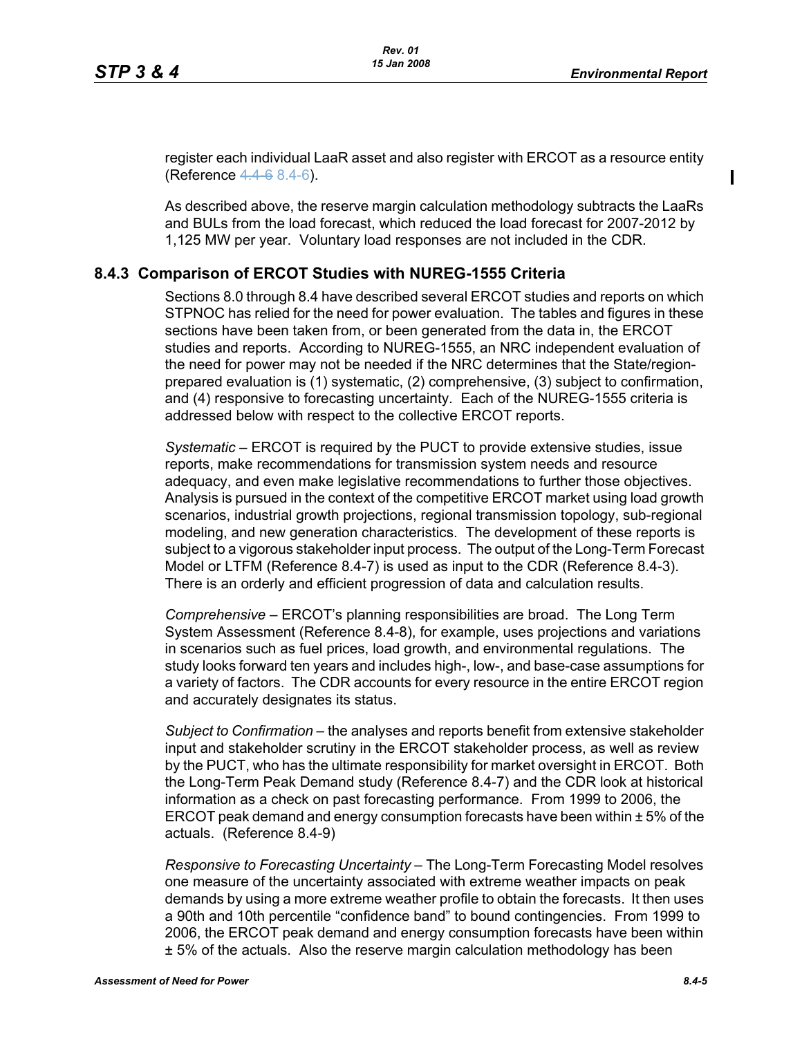register each individual LaaR asset and also register with ERCOT as a resource entity (Reference ~~4.4-6~~ 8.4-6).

As described above, the reserve margin calculation methodology subtracts the LaaRs and BULs from the load forecast, which reduced the load forecast for 2007-2012 by 1,125 MW per year. Voluntary load responses are not included in the CDR.

## 8.4.3 Comparison of ERCOT Studies with NUREG-1555 Criteria

Sections 8.0 through 8.4 have described several ERCOT studies and reports on which STPNOC has relied for the need for power evaluation. The tables and figures in these sections have been taken from, or been generated from the data in, the ERCOT studies and reports. According to NUREG-1555, an NRC independent evaluation of the need for power may not be needed if the NRC determines that the State/region-prepared evaluation is (1) systematic, (2) comprehensive, (3) subject to confirmation, and (4) responsive to forecasting uncertainty. Each of the NUREG-1555 criteria is addressed below with respect to the collective ERCOT reports.

*Systematic* – ERCOT is required by the PUCT to provide extensive studies, issue reports, make recommendations for transmission system needs and resource adequacy, and even make legislative recommendations to further those objectives. Analysis is pursued in the context of the competitive ERCOT market using load growth scenarios, industrial growth projections, regional transmission topology, sub-regional modeling, and new generation characteristics. The development of these reports is subject to a vigorous stakeholder input process. The output of the Long-Term Forecast Model or LTFM (Reference 8.4-7) is used as input to the CDR (Reference 8.4-3). There is an orderly and efficient progression of data and calculation results.

*Comprehensive* – ERCOT's planning responsibilities are broad. The Long Term System Assessment (Reference 8.4-8), for example, uses projections and variations in scenarios such as fuel prices, load growth, and environmental regulations. The study looks forward ten years and includes high-, low-, and base-case assumptions for a variety of factors. The CDR accounts for every resource in the entire ERCOT region and accurately designates its status.

*Subject to Confirmation* – the analyses and reports benefit from extensive stakeholder input and stakeholder scrutiny in the ERCOT stakeholder process, as well as review by the PUCT, who has the ultimate responsibility for market oversight in ERCOT. Both the Long-Term Peak Demand study (Reference 8.4-7) and the CDR look at historical information as a check on past forecasting performance. From 1999 to 2006, the ERCOT peak demand and energy consumption forecasts have been within ± 5% of the actuals. (Reference 8.4-9)

*Responsive to Forecasting Uncertainty* – The Long-Term Forecasting Model resolves one measure of the uncertainty associated with extreme weather impacts on peak demands by using a more extreme weather profile to obtain the forecasts. It then uses a 90th and 10th percentile "confidence band" to bound contingencies. From 1999 to 2006, the ERCOT peak demand and energy consumption forecasts have been within ± 5% of the actuals. Also the reserve margin calculation methodology has been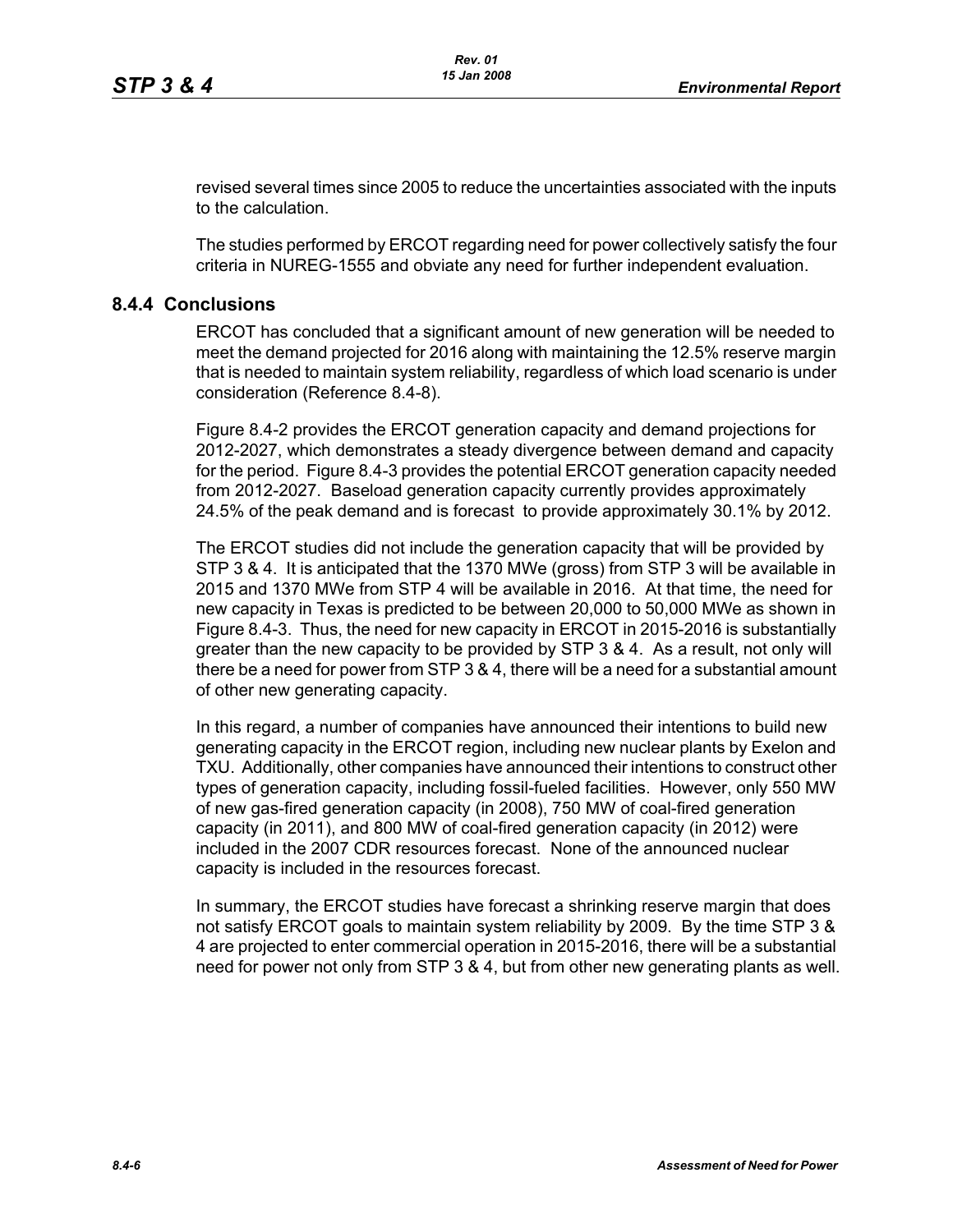revised several times since 2005 to reduce the uncertainties associated with the inputs to the calculation.

The studies performed by ERCOT regarding need for power collectively satisfy the four criteria in NUREG-1555 and obviate any need for further independent evaluation.

## 8.4.4 Conclusions

ERCOT has concluded that a significant amount of new generation will be needed to meet the demand projected for 2016 along with maintaining the 12.5% reserve margin that is needed to maintain system reliability, regardless of which load scenario is under consideration (Reference 8.4-8).

Figure 8.4-2 provides the ERCOT generation capacity and demand projections for 2012-2027, which demonstrates a steady divergence between demand and capacity for the period. Figure 8.4-3 provides the potential ERCOT generation capacity needed from 2012-2027. Baseload generation capacity currently provides approximately 24.5% of the peak demand and is forecast to provide approximately 30.1% by 2012.

The ERCOT studies did not include the generation capacity that will be provided by STP 3 & 4. It is anticipated that the 1370 MWe (gross) from STP 3 will be available in 2015 and 1370 MWe from STP 4 will be available in 2016. At that time, the need for new capacity in Texas is predicted to be between 20,000 to 50,000 MWe as shown in Figure 8.4-3. Thus, the need for new capacity in ERCOT in 2015-2016 is substantially greater than the new capacity to be provided by STP 3 & 4. As a result, not only will there be a need for power from STP 3 & 4, there will be a need for a substantial amount of other new generating capacity.

In this regard, a number of companies have announced their intentions to build new generating capacity in the ERCOT region, including new nuclear plants by Exelon and TXU. Additionally, other companies have announced their intentions to construct other types of generation capacity, including fossil-fueled facilities. However, only 550 MW of new gas-fired generation capacity (in 2008), 750 MW of coal-fired generation capacity (in 2011), and 800 MW of coal-fired generation capacity (in 2012) were included in the 2007 CDR resources forecast. None of the announced nuclear capacity is included in the resources forecast.

In summary, the ERCOT studies have forecast a shrinking reserve margin that does not satisfy ERCOT goals to maintain system reliability by 2009. By the time STP 3 & 4 are projected to enter commercial operation in 2015-2016, there will be a substantial need for power not only from STP 3 & 4, but from other new generating plants as well.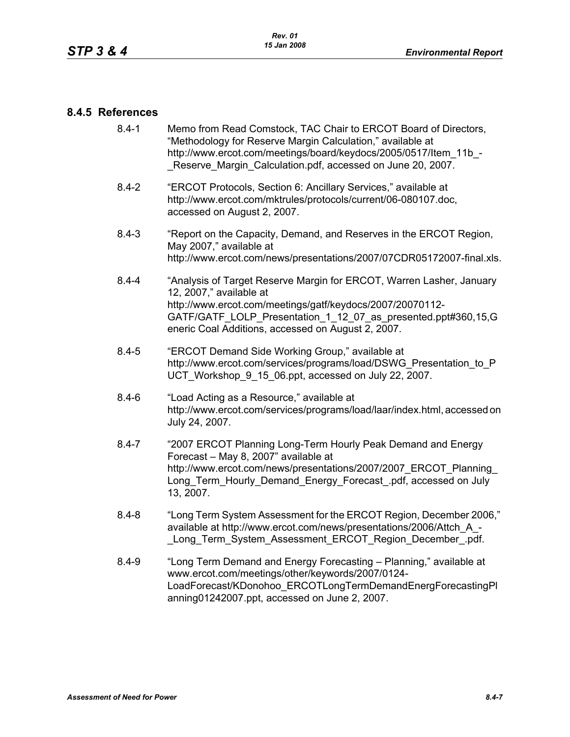### 8.4.5 References

8.4-1 Memo from Read Comstock, TAC Chair to ERCOT Board of Directors, “Methodology for Reserve Margin Calculation,” available at http://www.ercot.com/meetings/board/keydocs/2005/0517/Item_11b_-_Reserve_Margin_Calculation.pdf, accessed on June 20, 2007.

8.4-2 “ERCOT Protocols, Section 6: Ancillary Services,” available at http://www.ercot.com/mktrules/protocols/current/06-080107.doc, accessed on August 2, 2007.

8.4-3 “Report on the Capacity, Demand, and Reserves in the ERCOT Region, May 2007,” available at http://www.ercot.com/news/presentations/2007/07CDR05172007-final.xls.

8.4-4 “Analysis of Target Reserve Margin for ERCOT, Warren Lasher, January 12, 2007,” available at http://www.ercot.com/meetings/gatf/keydocs/2007/20070112-GATF/GATF_LOLP_Presentation_1_12_07_as_presented.ppt#360,15,Generic Coal Additions, accessed on August 2, 2007.

8.4-5 “ERCOT Demand Side Working Group,” available at http://www.ercot.com/services/programs/load/DSWG_Presentation_to_PUCT_Workshop_9_15_06.ppt, accessed on July 22, 2007.

8.4-6 “Load Acting as a Resource,” available at http://www.ercot.com/services/programs/load/laar/index.html, accessed on July 24, 2007.

8.4-7 “2007 ERCOT Planning Long-Term Hourly Peak Demand and Energy Forecast – May 8, 2007” available at http://www.ercot.com/news/presentations/2007/2007_ERCOT_Planning_Long_Term_Hourly_Demand_Energy_Forecast_.pdf, accessed on July 13, 2007.

8.4-8 “Long Term System Assessment for the ERCOT Region, December 2006,” available at http://www.ercot.com/news/presentations/2006/Attch_A_-_Long_Term_System_Assessment_ERCOT_Region_December_.pdf.

8.4-9 “Long Term Demand and Energy Forecasting – Planning,” available at www.ercot.com/meetings/other/keywords/2007/0124-LoadForecast/KDonohoo_ERCOTLongTermDemandEnergForecastingPlanning01242007.ppt, accessed on June 2, 2007.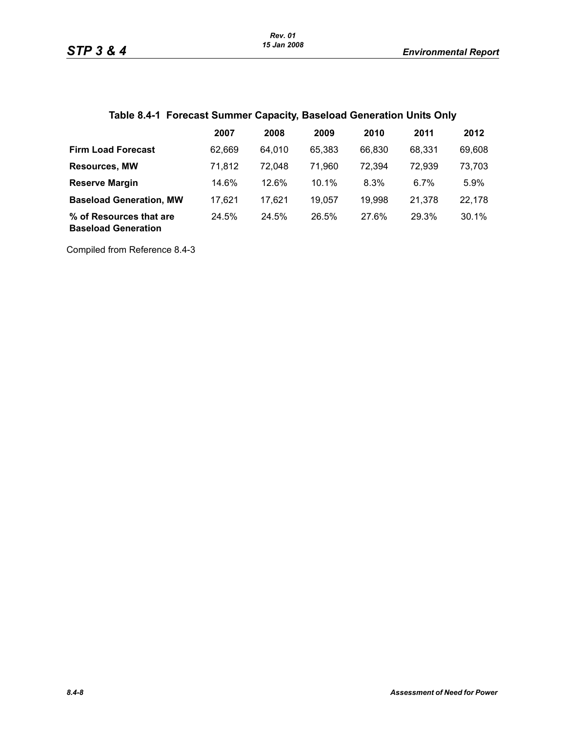**Table 8.4-1 Forecast Summer Capacity, Baseload Generation Units Only**

| | 2007 | 2008 | 2009 | 2010 | 2011 | 2012 |
|---|---|---|---|---|---|---|
| **Firm Load Forecast** | 62,669 | 64,010 | 65,383 | 66,830 | 68,331 | 69,608 |
| **Resources, MW** | 71,812 | 72,048 | 71,960 | 72,394 | 72,939 | 73,703 |
| **Reserve Margin** | 14.6% | 12.6% | 10.1% | 8.3% | 6.7% | 5.9% |
| **Baseload Generation, MW** | 17,621 | 17,621 | 19,057 | 19,998 | 21,378 | 22,178 |
| **% of Resources that are Baseload Generation** | 24.5% | 24.5% | 26.5% | 27.6% | 29.3% | 30.1% |

Compiled from Reference 8.4-3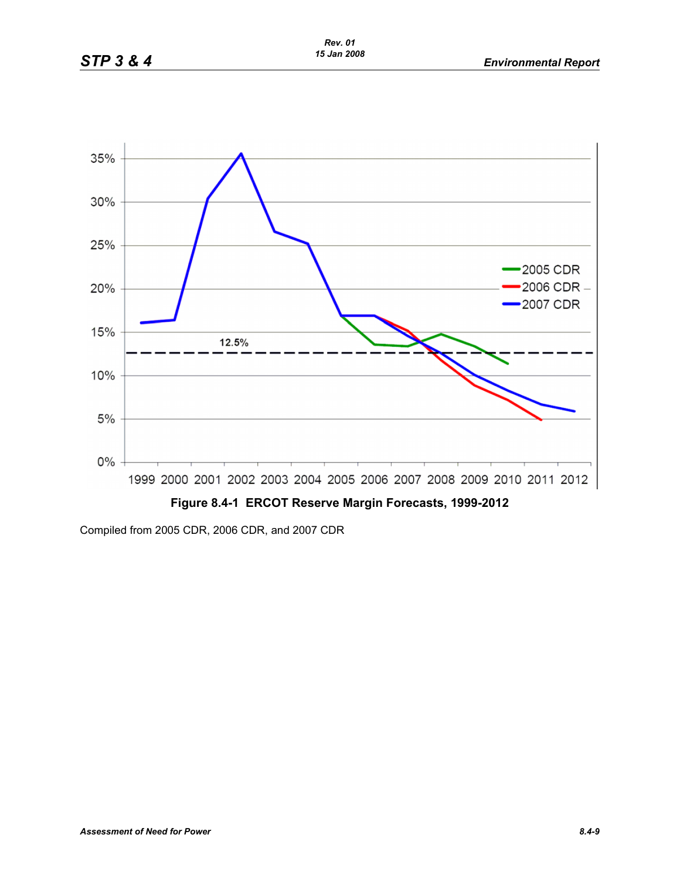**Figure 8.4-1 ERCOT Reserve Margin Forecasts, 1999-2012**

Compiled from 2005 CDR, 2006 CDR, and 2007 CDR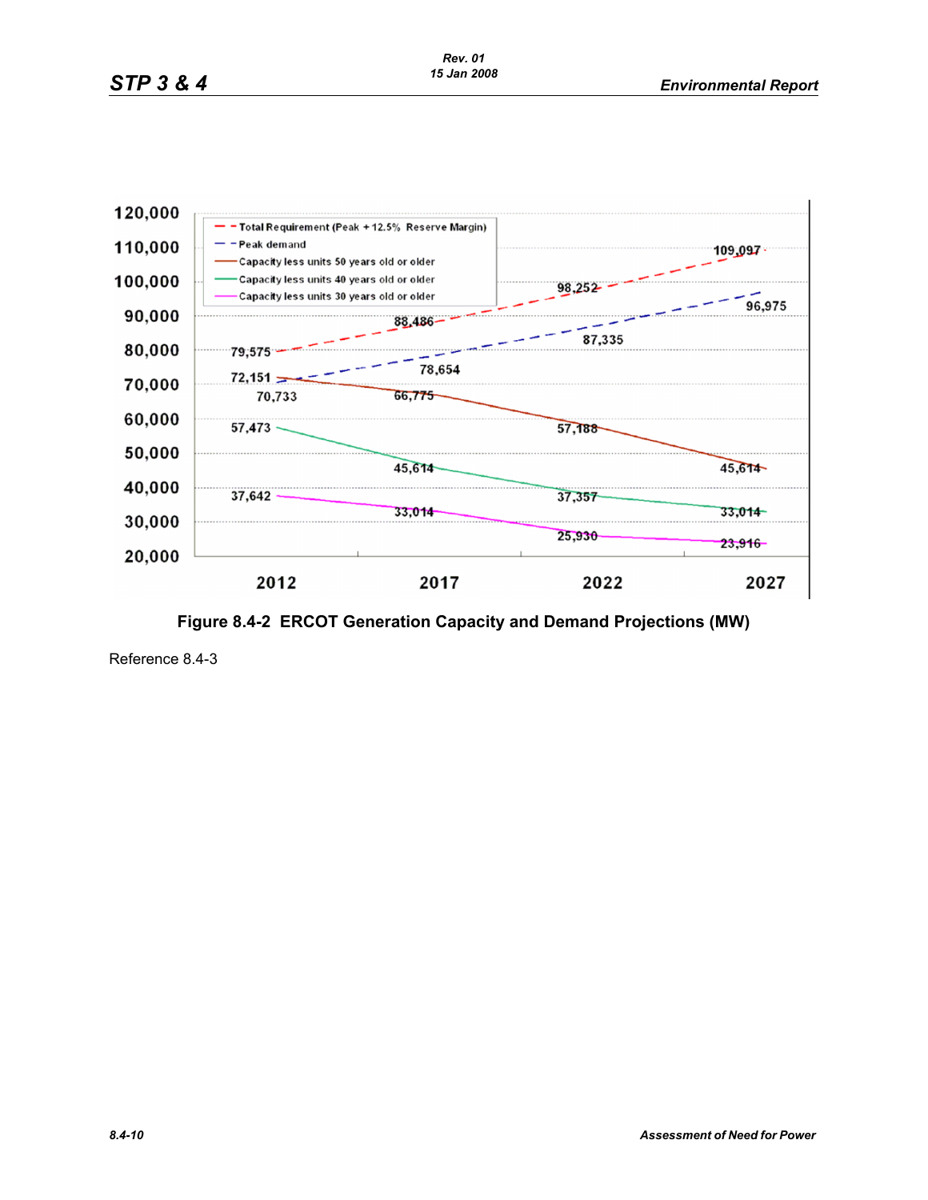| | 2012 | 2017 | 2022 | 2027 |
|---|---|---|---|---|
| Total Requirement (Peak + 12.5% Reserve Margin) | 79,575 | 88,486 | 98,252 | 109,097 |
| Peak demand | 70,733 | 78,654 | 87,335 | 96,975 |
| Capacity less units 50 years old or older | 72,151 | 66,775 | 57,188 | 45,614 |
| Capacity less units 40 years old or older | 57,473 | 45,614 | 37,357 | 33,014 |
| Capacity less units 30 years old or older | 37,642 | 33,014 | 25,930 | 23,916 |

**Figure 8.4-2 ERCOT Generation Capacity and Demand Projections (MW)**

Reference 8.4-3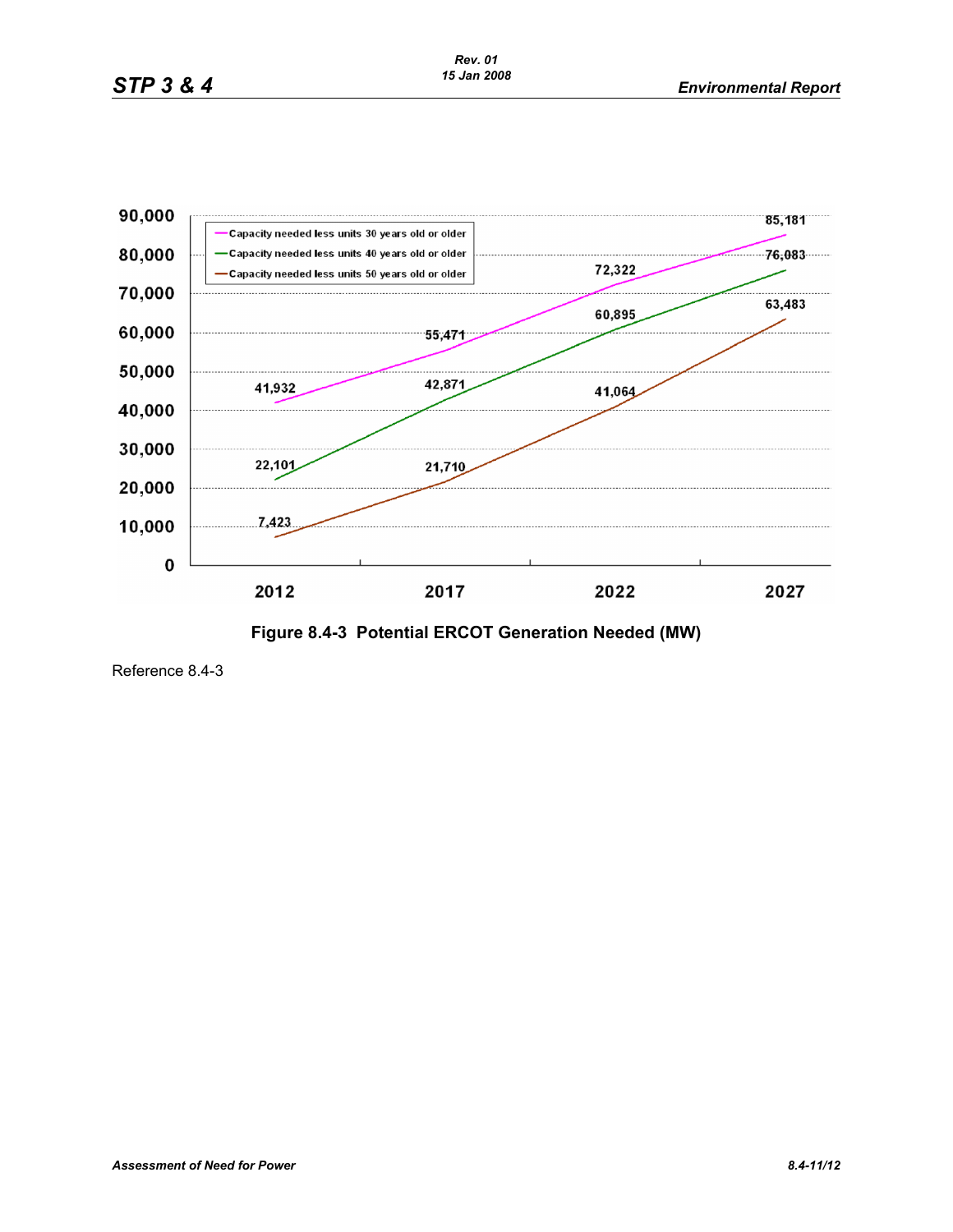90,000
80,000
70,000
60,000
50,000
40,000
30,000
20,000
10,000
0

Capacity needed less units 30 years old or older
Capacity needed less units 40 years old or older
Capacity needed less units 50 years old or older

41,932
55,471
72,322
85,181
22,101
42,871
60,895
76,083
7,423
21,710
41,064
63,483

2012
2017
2022
2027

**Figure 8.4-3 Potential ERCOT Generation Needed (MW)**

Reference 8.4-3